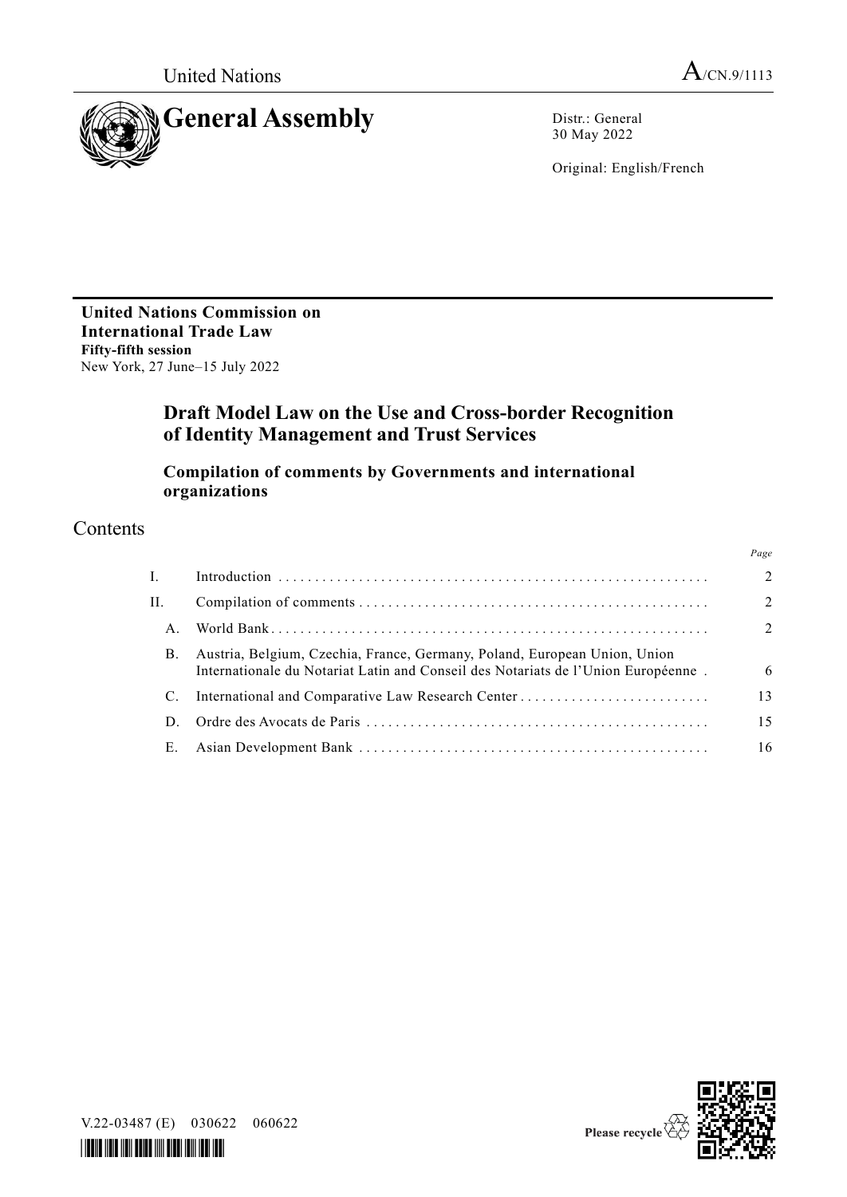United Nations

A/CN.9/1113

# General Assembly

Distr.: General
30 May 2022

Original: English/French

**United Nations Commission on International Trade Law**
**Fifty-fifth session**
New York, 27 June–15 July 2022

## Draft Model Law on the Use and Cross-border Recognition of Identity Management and Trust Services

### Compilation of comments by Governments and international organizations

## Contents

| | | Page |
|---|---|---|
| I. | Introduction | 2 |
| II. | Compilation of comments | 2 |
| A. | World Bank | 2 |
| B. | Austria, Belgium, Czechia, France, Germany, Poland, European Union, Union Internationale du Notariat Latin and Conseil des Notariats de l'Union Européenne | 6 |
| C. | International and Comparative Law Research Center | 13 |
| D. | Ordre des Avocats de Paris | 15 |
| E. | Asian Development Bank | 16 |

V.22-03487 (E) 030622 060622

Please recycle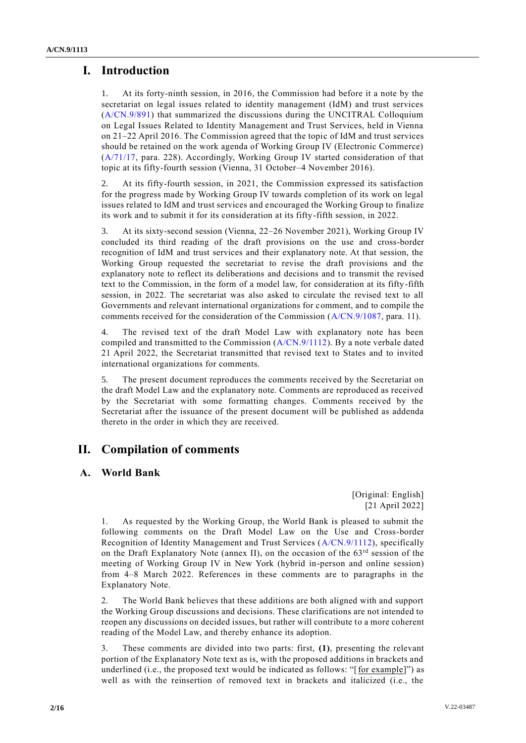# I. Introduction

1. At its forty-ninth session, in 2016, the Commission had before it a note by the secretariat on legal issues related to identity management (IdM) and trust services (A/CN.9/891) that summarized the discussions during the UNCITRAL Colloquium on Legal Issues Related to Identity Management and Trust Services, held in Vienna on 21–22 April 2016. The Commission agreed that the topic of IdM and trust services should be retained on the work agenda of Working Group IV (Electronic Commerce) (A/71/17, para. 228). Accordingly, Working Group IV started consideration of that topic at its fifty-fourth session (Vienna, 31 October–4 November 2016).

2. At its fifty-fourth session, in 2021, the Commission expressed its satisfaction for the progress made by Working Group IV towards completion of its work on legal issues related to IdM and trust services and encouraged the Working Group to finalize its work and to submit it for its consideration at its fifty-fifth session, in 2022.

3. At its sixty-second session (Vienna, 22–26 November 2021), Working Group IV concluded its third reading of the draft provisions on the use and cross-border recognition of IdM and trust services and their explanatory note. At that session, the Working Group requested the secretariat to revise the draft provisions and the explanatory note to reflect its deliberations and decisions and to transmit the revised text to the Commission, in the form of a model law, for consideration at its fifty-fifth session, in 2022. The secretariat was also asked to circulate the revised text to all Governments and relevant international organizations for comment, and to compile the comments received for the consideration of the Commission (A/CN.9/1087, para. 11).

4. The revised text of the draft Model Law with explanatory note has been compiled and transmitted to the Commission (A/CN.9/1112). By a note verbale dated 21 April 2022, the Secretariat transmitted that revised text to States and to invited international organizations for comments.

5. The present document reproduces the comments received by the Secretariat on the draft Model Law and the explanatory note. Comments are reproduced as received by the Secretariat with some formatting changes. Comments received by the Secretariat after the issuance of the present document will be published as addenda thereto in the order in which they are received.

# II. Compilation of comments

## A. World Bank

[Original: English]
[21 April 2022]

1. As requested by the Working Group, the World Bank is pleased to submit the following comments on the Draft Model Law on the Use and Cross-border Recognition of Identity Management and Trust Services (A/CN.9/1112), specifically on the Draft Explanatory Note (annex II), on the occasion of the 63rd session of the meeting of Working Group IV in New York (hybrid in-person and online session) from 4–8 March 2022. References in these comments are to paragraphs in the Explanatory Note.

2. The World Bank believes that these additions are both aligned with and support the Working Group discussions and decisions. These clarifications are not intended to reopen any discussions on decided issues, but rather will contribute to a more coherent reading of the Model Law, and thereby enhance its adoption.

3. These comments are divided into two parts: first, **(1)**, presenting the relevant portion of the Explanatory Note text as is, with the proposed additions in brackets and underlined (i.e., the proposed text would be indicated as follows: "[<u>for example</u>]") as well as with the reinsertion of removed text in brackets and italicized (i.e., the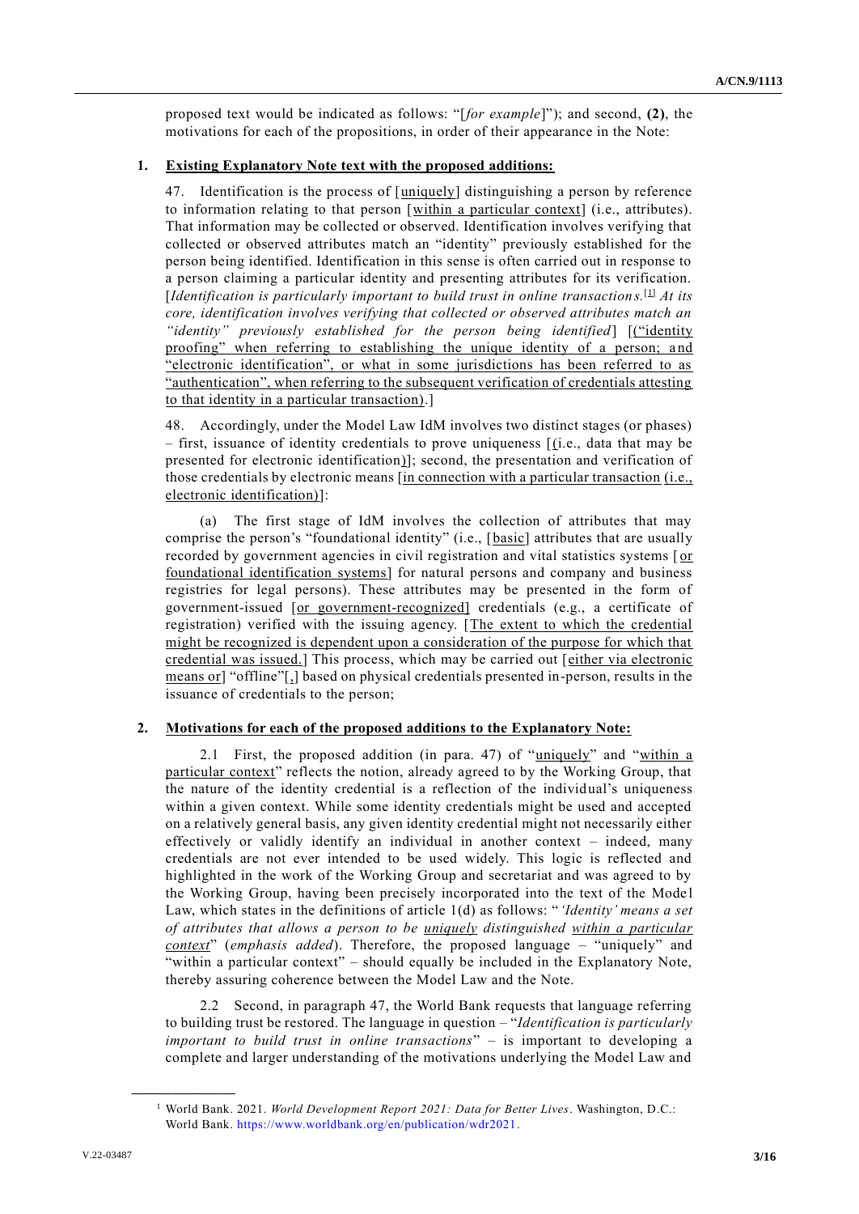proposed text would be indicated as follows: "[*for example*]"); and second, **(2)**, the motivations for each of the propositions, in order of their appearance in the Note:

## 1. Existing Explanatory Note text with the proposed additions:

47. Identification is the process of [uniquely] distinguishing a person by reference to information relating to that person [within a particular context] (i.e., attributes). That information may be collected or observed. Identification involves verifying that collected or observed attributes match an "identity" previously established for the person being identified. Identification in this sense is often carried out in response to a person claiming a particular identity and presenting attributes for its verification. [*Identification is particularly important to build trust in online transactions.*[1] *At its core, identification involves verifying that collected or observed attributes match an "identity" previously established for the person being identified*] [("identity proofing" when referring to establishing the unique identity of a person; and "electronic identification", or what in some jurisdictions has been referred to as "authentication", when referring to the subsequent verification of credentials attesting to that identity in a particular transaction).]

48. Accordingly, under the Model Law IdM involves two distinct stages (or phases) – first, issuance of identity credentials to prove uniqueness [(i.e., data that may be presented for electronic identification)]; second, the presentation and verification of those credentials by electronic means [in connection with a particular transaction (i.e., electronic identification)]:

(a) The first stage of IdM involves the collection of attributes that may comprise the person's "foundational identity" (i.e., [basic] attributes that are usually recorded by government agencies in civil registration and vital statistics systems [or foundational identification systems] for natural persons and company and business registries for legal persons). These attributes may be presented in the form of government-issued [or government-recognized] credentials (e.g., a certificate of registration) verified with the issuing agency. [The extent to which the credential might be recognized is dependent upon a consideration of the purpose for which that credential was issued.] This process, which may be carried out [either via electronic means or] "offline"[,] based on physical credentials presented in-person, results in the issuance of credentials to the person;

## 2. Motivations for each of the proposed additions to the Explanatory Note:

2.1 First, the proposed addition (in para. 47) of "uniquely" and "within a particular context" reflects the notion, already agreed to by the Working Group, that the nature of the identity credential is a reflection of the individual's uniqueness within a given context. While some identity credentials might be used and accepted on a relatively general basis, any given identity credential might not necessarily either effectively or validly identify an individual in another context – indeed, many credentials are not ever intended to be used widely. This logic is reflected and highlighted in the work of the Working Group and secretariat and was agreed to by the Working Group, having been precisely incorporated into the text of the Model Law, which states in the definitions of article 1(d) as follows: "*'Identity' means a set of attributes that allows a person to be uniquely distinguished within a particular context*" (*emphasis added*). Therefore, the proposed language – "uniquely" and "within a particular context" – should equally be included in the Explanatory Note, thereby assuring coherence between the Model Law and the Note.

2.2 Second, in paragraph 47, the World Bank requests that language referring to building trust be restored. The language in question – "*Identification is particularly important to build trust in online transactions*" – is important to developing a complete and larger understanding of the motivations underlying the Model Law and

---

[1] World Bank. 2021. *World Development Report 2021: Data for Better Lives*. Washington, D.C.: World Bank. https://www.worldbank.org/en/publication/wdr2021.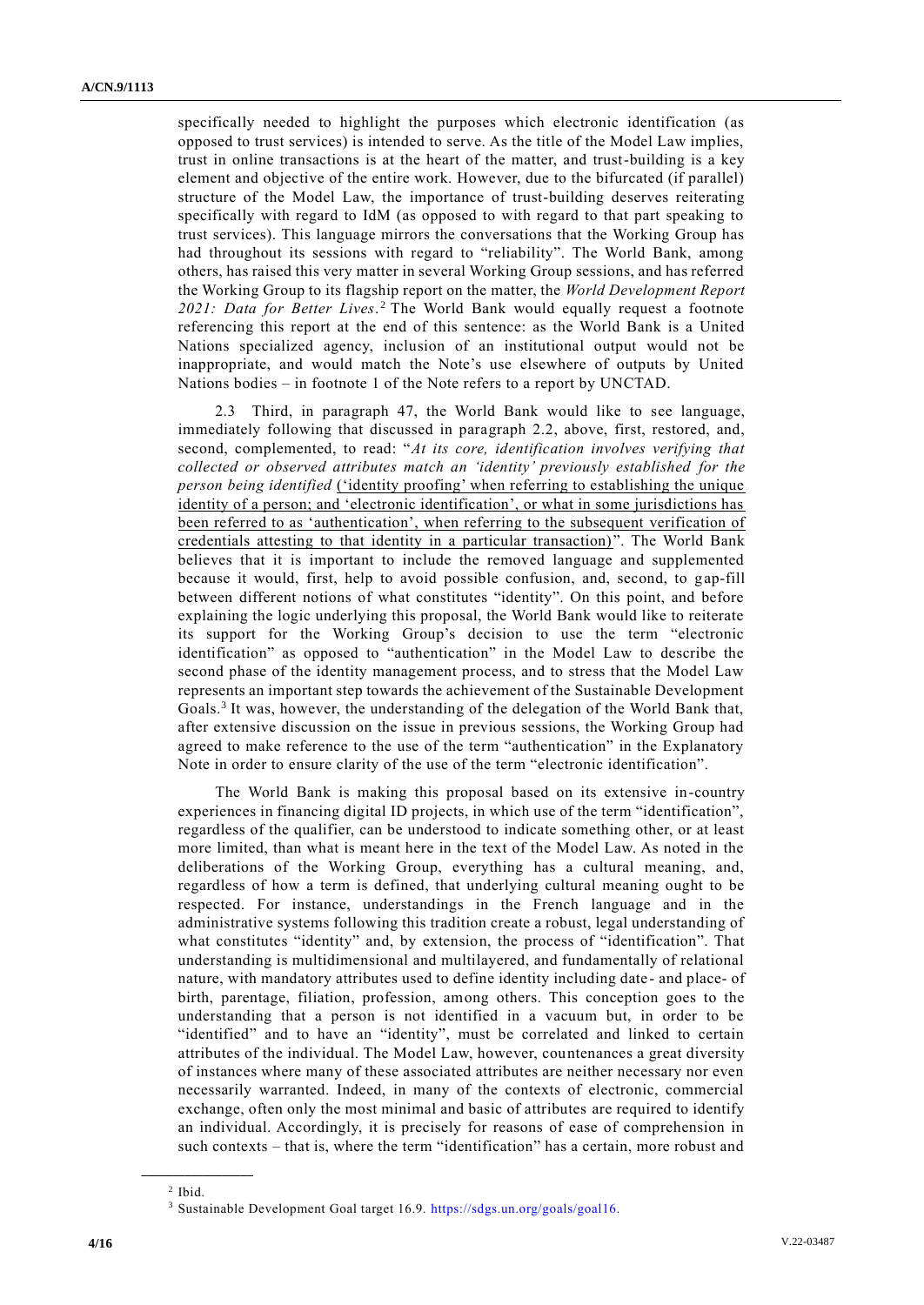specifically needed to highlight the purposes which electronic identification (as opposed to trust services) is intended to serve. As the title of the Model Law implies, trust in online transactions is at the heart of the matter, and trust-building is a key element and objective of the entire work. However, due to the bifurcated (if parallel) structure of the Model Law, the importance of trust-building deserves reiterating specifically with regard to IdM (as opposed to with regard to that part speaking to trust services). This language mirrors the conversations that the Working Group has had throughout its sessions with regard to "reliability". The World Bank, among others, has raised this very matter in several Working Group sessions, and has referred the Working Group to its flagship report on the matter, the *World Development Report 2021: Data for Better Lives*.[2] The World Bank would equally request a footnote referencing this report at the end of this sentence: as the World Bank is a United Nations specialized agency, inclusion of an institutional output would not be inappropriate, and would match the Note's use elsewhere of outputs by United Nations bodies – in footnote 1 of the Note refers to a report by UNCTAD.

2.3 Third, in paragraph 47, the World Bank would like to see language, immediately following that discussed in paragraph 2.2, above, first, restored, and, second, complemented, to read: "*At its core, identification involves verifying that collected or observed attributes match an 'identity' previously established for the person being identified* <u>('identity proofing' when referring to establishing the unique identity of a person; and 'electronic identification', or what in some jurisdictions has been referred to as 'authentication', when referring to the subsequent verification of credentials attesting to that identity in a particular transaction)</u>". The World Bank believes that it is important to include the removed language and supplemented because it would, first, help to avoid possible confusion, and, second, to gap-fill between different notions of what constitutes "identity". On this point, and before explaining the logic underlying this proposal, the World Bank would like to reiterate its support for the Working Group's decision to use the term "electronic identification" as opposed to "authentication" in the Model Law to describe the second phase of the identity management process, and to stress that the Model Law represents an important step towards the achievement of the Sustainable Development Goals.[3] It was, however, the understanding of the delegation of the World Bank that, after extensive discussion on the issue in previous sessions, the Working Group had agreed to make reference to the use of the term "authentication" in the Explanatory Note in order to ensure clarity of the use of the term "electronic identification".

The World Bank is making this proposal based on its extensive in-country experiences in financing digital ID projects, in which use of the term "identification", regardless of the qualifier, can be understood to indicate something other, or at least more limited, than what is meant here in the text of the Model Law. As noted in the deliberations of the Working Group, everything has a cultural meaning, and, regardless of how a term is defined, that underlying cultural meaning ought to be respected. For instance, understandings in the French language and in the administrative systems following this tradition create a robust, legal understanding of what constitutes "identity" and, by extension, the process of "identification". That understanding is multidimensional and multilayered, and fundamentally of relational nature, with mandatory attributes used to define identity including date- and place- of birth, parentage, filiation, profession, among others. This conception goes to the understanding that a person is not identified in a vacuum but, in order to be "identified" and to have an "identity", must be correlated and linked to certain attributes of the individual. The Model Law, however, countenances a great diversity of instances where many of these associated attributes are neither necessary nor even necessarily warranted. Indeed, in many of the contexts of electronic, commercial exchange, often only the most minimal and basic of attributes are required to identify an individual. Accordingly, it is precisely for reasons of ease of comprehension in such contexts – that is, where the term "identification" has a certain, more robust and

---

[2] Ibid.

[3] Sustainable Development Goal target 16.9. https://sdgs.un.org/goals/goal16.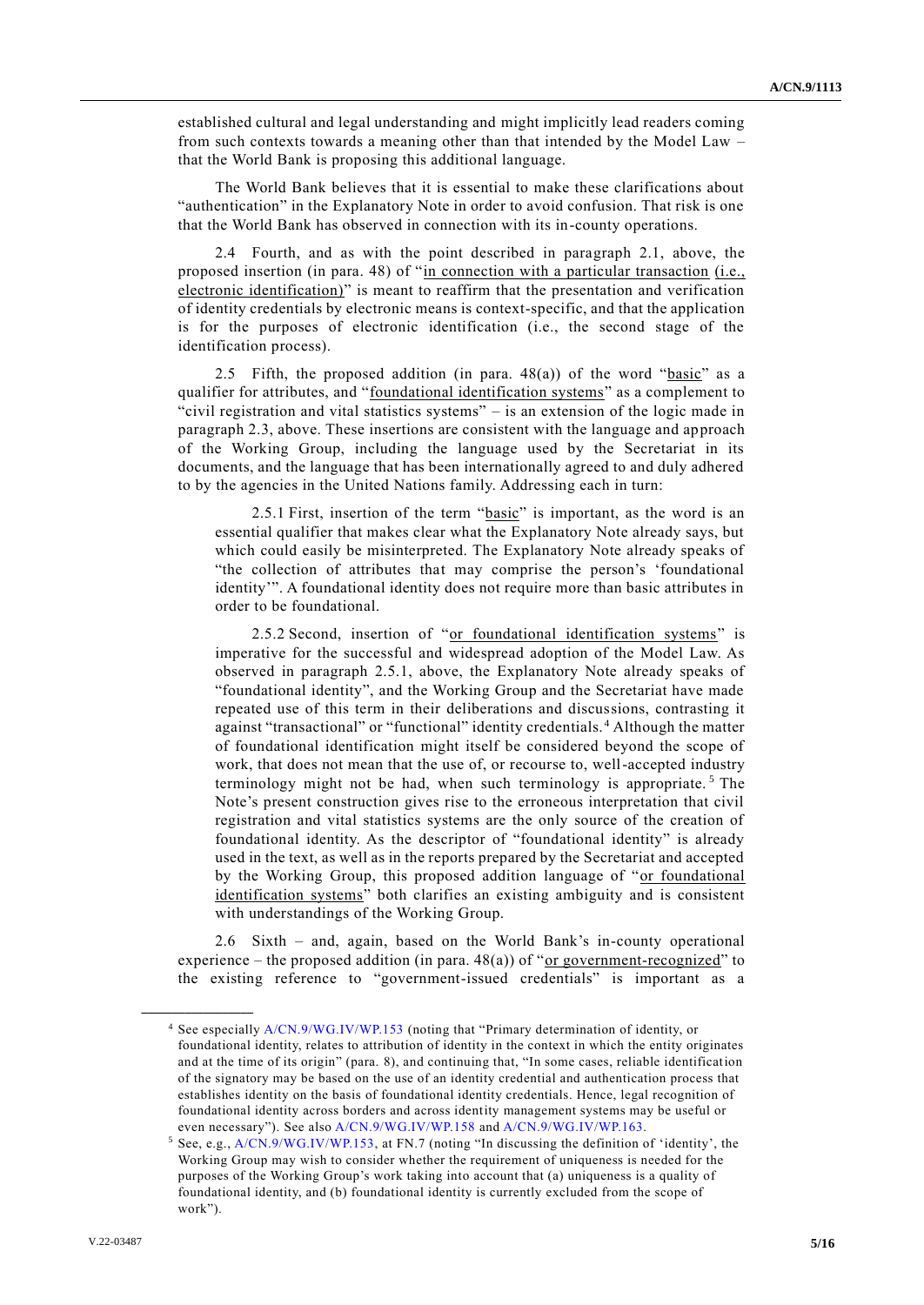established cultural and legal understanding and might implicitly lead readers coming from such contexts towards a meaning other than that intended by the Model Law – that the World Bank is proposing this additional language.

The World Bank believes that it is essential to make these clarifications about "authentication" in the Explanatory Note in order to avoid confusion. That risk is one that the World Bank has observed in connection with its in-county operations.

2.4 Fourth, and as with the point described in paragraph 2.1, above, the proposed insertion (in para. 48) of "in connection with a particular transaction (i.e., electronic identification)" is meant to reaffirm that the presentation and verification of identity credentials by electronic means is context-specific, and that the application is for the purposes of electronic identification (i.e., the second stage of the identification process).

2.5 Fifth, the proposed addition (in para. 48(a)) of the word "basic" as a qualifier for attributes, and "foundational identification systems" as a complement to "civil registration and vital statistics systems" – is an extension of the logic made in paragraph 2.3, above. These insertions are consistent with the language and approach of the Working Group, including the language used by the Secretariat in its documents, and the language that has been internationally agreed to and duly adhered to by the agencies in the United Nations family. Addressing each in turn:

> 2.5.1 First, insertion of the term "basic" is important, as the word is an essential qualifier that makes clear what the Explanatory Note already says, but which could easily be misinterpreted. The Explanatory Note already speaks of "the collection of attributes that may comprise the person's 'foundational identity'". A foundational identity does not require more than basic attributes in order to be foundational.
>
> 2.5.2 Second, insertion of "or foundational identification systems" is imperative for the successful and widespread adoption of the Model Law. As observed in paragraph 2.5.1, above, the Explanatory Note already speaks of "foundational identity", and the Working Group and the Secretariat have made repeated use of this term in their deliberations and discussions, contrasting it against "transactional" or "functional" identity credentials.[4] Although the matter of foundational identification might itself be considered beyond the scope of work, that does not mean that the use of, or recourse to, well-accepted industry terminology might not be had, when such terminology is appropriate.[5] The Note's present construction gives rise to the erroneous interpretation that civil registration and vital statistics systems are the only source of the creation of foundational identity. As the descriptor of "foundational identity" is already used in the text, as well as in the reports prepared by the Secretariat and accepted by the Working Group, this proposed addition language of "or foundational identification systems" both clarifies an existing ambiguity and is consistent with understandings of the Working Group.

2.6 Sixth – and, again, based on the World Bank's in-county operational experience – the proposed addition (in para. 48(a)) of "or government-recognized" to the existing reference to "government-issued credentials" is important as a

---

[4] See especially A/CN.9/WG.IV/WP.153 (noting that "Primary determination of identity, or foundational identity, relates to attribution of identity in the context in which the entity originates and at the time of its origin" (para. 8), and continuing that, "In some cases, reliable identification of the signatory may be based on the use of an identity credential and authentication process that establishes identity on the basis of foundational identity credentials. Hence, legal recognition of foundational identity across borders and across identity management systems may be useful or even necessary"). See also A/CN.9/WG.IV/WP.158 and A/CN.9/WG.IV/WP.163.

[5] See, e.g., A/CN.9/WG.IV/WP.153, at FN.7 (noting "In discussing the definition of 'identity', the Working Group may wish to consider whether the requirement of uniqueness is needed for the purposes of the Working Group's work taking into account that (a) uniqueness is a quality of foundational identity, and (b) foundational identity is currently excluded from the scope of work").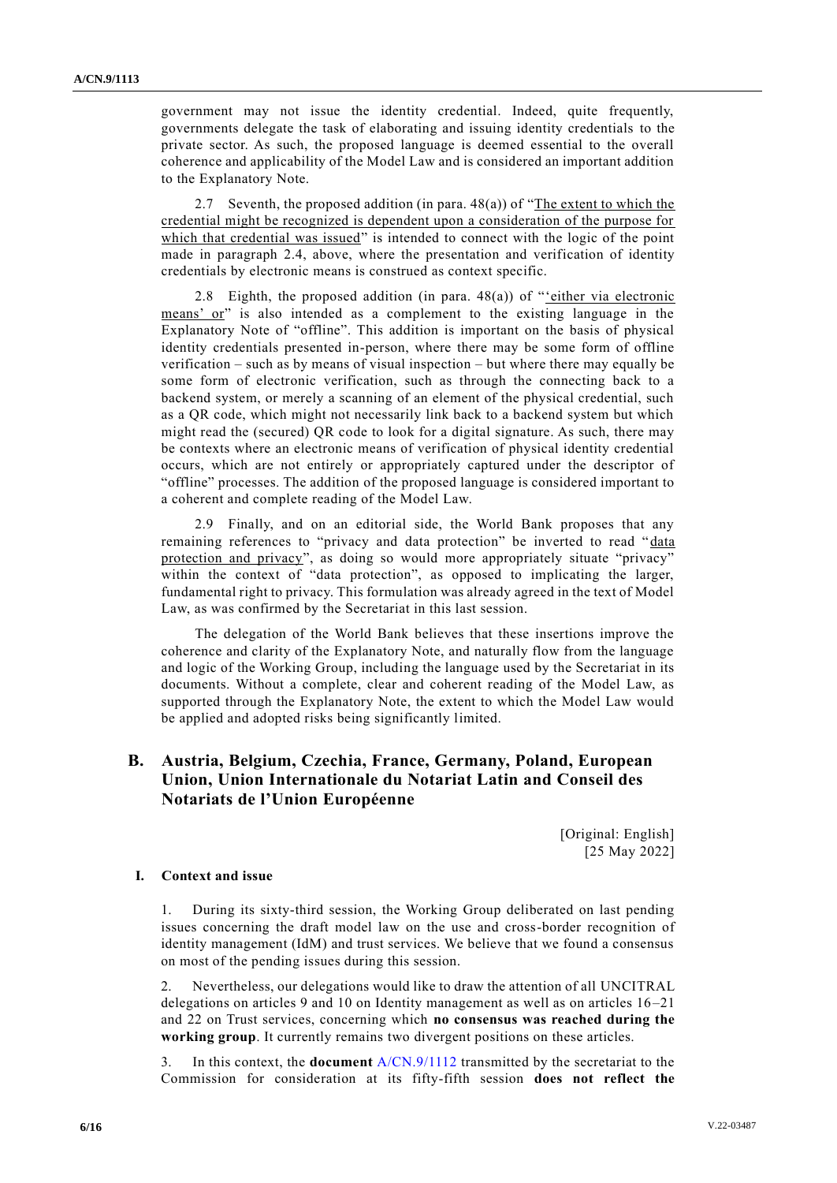government may not issue the identity credential. Indeed, quite frequently, governments delegate the task of elaborating and issuing identity credentials to the private sector. As such, the proposed language is deemed essential to the overall coherence and applicability of the Model Law and is considered an important addition to the Explanatory Note.

2.7 Seventh, the proposed addition (in para. 48(a)) of "The extent to which the credential might be recognized is dependent upon a consideration of the purpose for which that credential was issued" is intended to connect with the logic of the point made in paragraph 2.4, above, where the presentation and verification of identity credentials by electronic means is construed as context specific.

2.8 Eighth, the proposed addition (in para. 48(a)) of "'either via electronic means' or" is also intended as a complement to the existing language in the Explanatory Note of "offline". This addition is important on the basis of physical identity credentials presented in-person, where there may be some form of offline verification – such as by means of visual inspection – but where there may equally be some form of electronic verification, such as through the connecting back to a backend system, or merely a scanning of an element of the physical credential, such as a QR code, which might not necessarily link back to a backend system but which might read the (secured) QR code to look for a digital signature. As such, there may be contexts where an electronic means of verification of physical identity credential occurs, which are not entirely or appropriately captured under the descriptor of "offline" processes. The addition of the proposed language is considered important to a coherent and complete reading of the Model Law.

2.9 Finally, and on an editorial side, the World Bank proposes that any remaining references to "privacy and data protection" be inverted to read "data protection and privacy", as doing so would more appropriately situate "privacy" within the context of "data protection", as opposed to implicating the larger, fundamental right to privacy. This formulation was already agreed in the text of Model Law, as was confirmed by the Secretariat in this last session.

The delegation of the World Bank believes that these insertions improve the coherence and clarity of the Explanatory Note, and naturally flow from the language and logic of the Working Group, including the language used by the Secretariat in its documents. Without a complete, clear and coherent reading of the Model Law, as supported through the Explanatory Note, the extent to which the Model Law would be applied and adopted risks being significantly limited.

## B. Austria, Belgium, Czechia, France, Germany, Poland, European Union, Union Internationale du Notariat Latin and Conseil des Notariats de l'Union Européenne

[Original: English]
[25 May 2022]

### I. Context and issue

1. During its sixty-third session, the Working Group deliberated on last pending issues concerning the draft model law on the use and cross-border recognition of identity management (IdM) and trust services. We believe that we found a consensus on most of the pending issues during this session.

2. Nevertheless, our delegations would like to draw the attention of all UNCITRAL delegations on articles 9 and 10 on Identity management as well as on articles 16–21 and 22 on Trust services, concerning which **no consensus was reached during the working group**. It currently remains two divergent positions on these articles.

3. In this context, the **document** A/CN.9/1112 transmitted by the secretariat to the Commission for consideration at its fifty-fifth session **does not reflect the**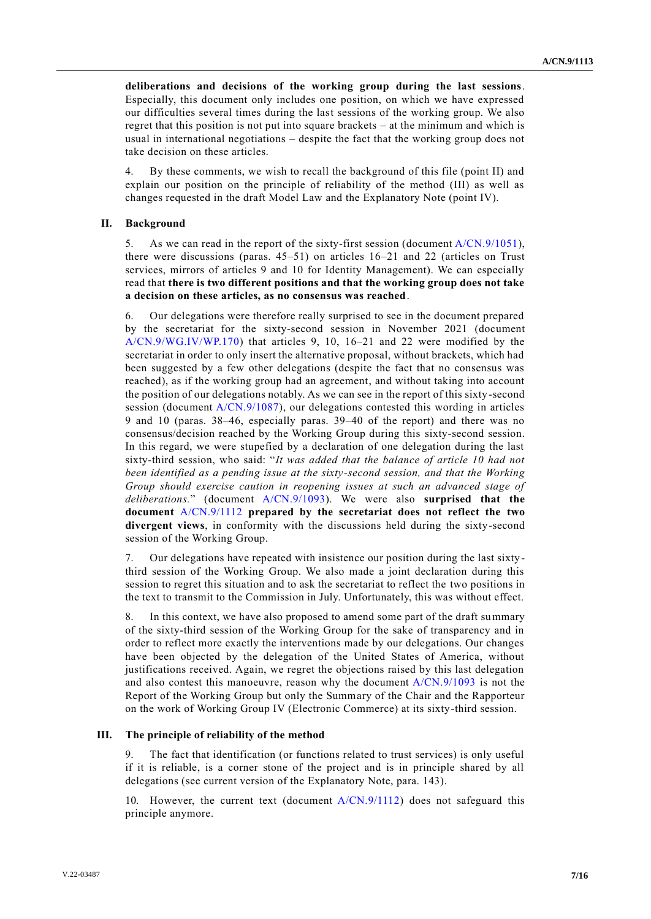**deliberations and decisions of the working group during the last sessions**. Especially, this document only includes one position, on which we have expressed our difficulties several times during the last sessions of the working group. We also regret that this position is not put into square brackets – at the minimum and which is usual in international negotiations – despite the fact that the working group does not take decision on these articles.

4. By these comments, we wish to recall the background of this file (point II) and explain our position on the principle of reliability of the method (III) as well as changes requested in the draft Model Law and the Explanatory Note (point IV).

## II. Background

5. As we can read in the report of the sixty-first session (document A/CN.9/1051), there were discussions (paras. 45–51) on articles 16–21 and 22 (articles on Trust services, mirrors of articles 9 and 10 for Identity Management). We can especially read that **there is two different positions and that the working group does not take a decision on these articles, as no consensus was reached**.

6. Our delegations were therefore really surprised to see in the document prepared by the secretariat for the sixty-second session in November 2021 (document A/CN.9/WG.IV/WP.170) that articles 9, 10, 16–21 and 22 were modified by the secretariat in order to only insert the alternative proposal, without brackets, which had been suggested by a few other delegations (despite the fact that no consensus was reached), as if the working group had an agreement, and without taking into account the position of our delegations notably. As we can see in the report of this sixty-second session (document A/CN.9/1087), our delegations contested this wording in articles 9 and 10 (paras. 38–46, especially paras. 39–40 of the report) and there was no consensus/decision reached by the Working Group during this sixty-second session. In this regard, we were stupefied by a declaration of one delegation during the last sixty-third session, who said: "*It was added that the balance of article 10 had not been identified as a pending issue at the sixty-second session, and that the Working Group should exercise caution in reopening issues at such an advanced stage of deliberations.*" (document A/CN.9/1093). We were also **surprised that the document** A/CN.9/1112 **prepared by the secretariat does not reflect the two divergent views**, in conformity with the discussions held during the sixty-second session of the Working Group.

7. Our delegations have repeated with insistence our position during the last sixty-third session of the Working Group. We also made a joint declaration during this session to regret this situation and to ask the secretariat to reflect the two positions in the text to transmit to the Commission in July. Unfortunately, this was without effect.

8. In this context, we have also proposed to amend some part of the draft summary of the sixty-third session of the Working Group for the sake of transparency and in order to reflect more exactly the interventions made by our delegations. Our changes have been objected by the delegation of the United States of America, without justifications received. Again, we regret the objections raised by this last delegation and also contest this manoeuvre, reason why the document A/CN.9/1093 is not the Report of the Working Group but only the Summary of the Chair and the Rapporteur on the work of Working Group IV (Electronic Commerce) at its sixty-third session.

## III. The principle of reliability of the method

9. The fact that identification (or functions related to trust services) is only useful if it is reliable, is a corner stone of the project and is in principle shared by all delegations (see current version of the Explanatory Note, para. 143).

10. However, the current text (document A/CN.9/1112) does not safeguard this principle anymore.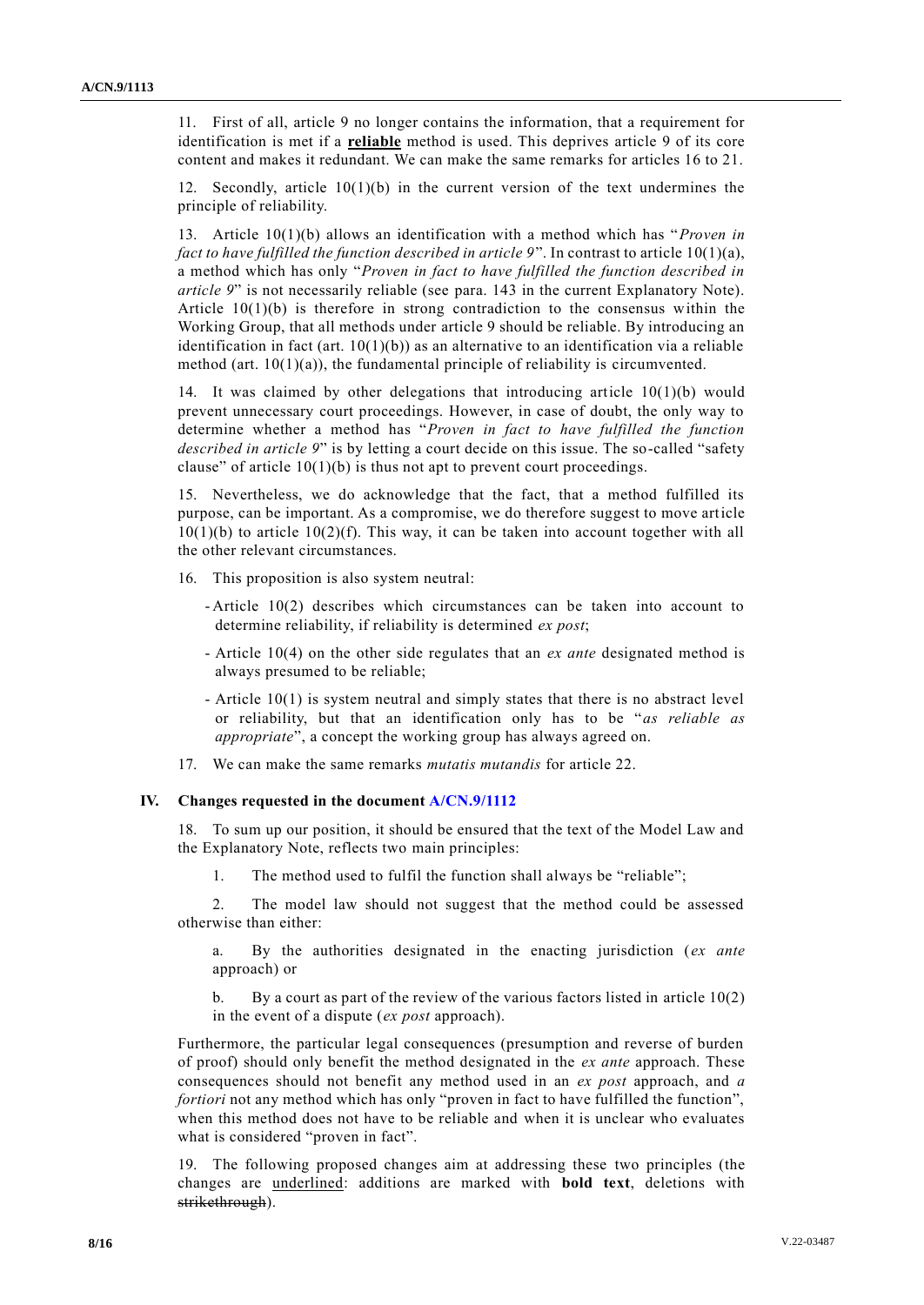11. First of all, article 9 no longer contains the information, that a requirement for identification is met if a **reliable** method is used. This deprives article 9 of its core content and makes it redundant. We can make the same remarks for articles 16 to 21.

12. Secondly, article 10(1)(b) in the current version of the text undermines the principle of reliability.

13. Article 10(1)(b) allows an identification with a method which has "*Proven in fact to have fulfilled the function described in article 9*". In contrast to article 10(1)(a), a method which has only "*Proven in fact to have fulfilled the function described in article 9*" is not necessarily reliable (see para. 143 in the current Explanatory Note). Article 10(1)(b) is therefore in strong contradiction to the consensus within the Working Group, that all methods under article 9 should be reliable. By introducing an identification in fact (art. 10(1)(b)) as an alternative to an identification via a reliable method (art. 10(1)(a)), the fundamental principle of reliability is circumvented.

14. It was claimed by other delegations that introducing article 10(1)(b) would prevent unnecessary court proceedings. However, in case of doubt, the only way to determine whether a method has "*Proven in fact to have fulfilled the function described in article 9*" is by letting a court decide on this issue. The so-called "safety clause" of article 10(1)(b) is thus not apt to prevent court proceedings.

15. Nevertheless, we do acknowledge that the fact, that a method fulfilled its purpose, can be important. As a compromise, we do therefore suggest to move article 10(1)(b) to article 10(2)(f). This way, it can be taken into account together with all the other relevant circumstances.

16. This proposition is also system neutral:

- Article 10(2) describes which circumstances can be taken into account to determine reliability, if reliability is determined *ex post*;
- Article 10(4) on the other side regulates that an *ex ante* designated method is always presumed to be reliable;
- Article 10(1) is system neutral and simply states that there is no abstract level or reliability, but that an identification only has to be "*as reliable as appropriate*", a concept the working group has always agreed on.

17. We can make the same remarks *mutatis mutandis* for article 22.

## IV. Changes requested in the document A/CN.9/1112

18. To sum up our position, it should be ensured that the text of the Model Law and the Explanatory Note, reflects two main principles:

1. The method used to fulfil the function shall always be "reliable";

2. The model law should not suggest that the method could be assessed otherwise than either:

   a. By the authorities designated in the enacting jurisdiction (*ex ante* approach) or

   b. By a court as part of the review of the various factors listed in article 10(2) in the event of a dispute (*ex post* approach).

Furthermore, the particular legal consequences (presumption and reverse of burden of proof) should only benefit the method designated in the *ex ante* approach. These consequences should not benefit any method used in an *ex post* approach, and *a fortiori* not any method which has only "proven in fact to have fulfilled the function", when this method does not have to be reliable and when it is unclear who evaluates what is considered "proven in fact".

19. The following proposed changes aim at addressing these two principles (the changes are <u>underlined</u>: additions are marked with **bold text**, deletions with ~~strikethrough~~).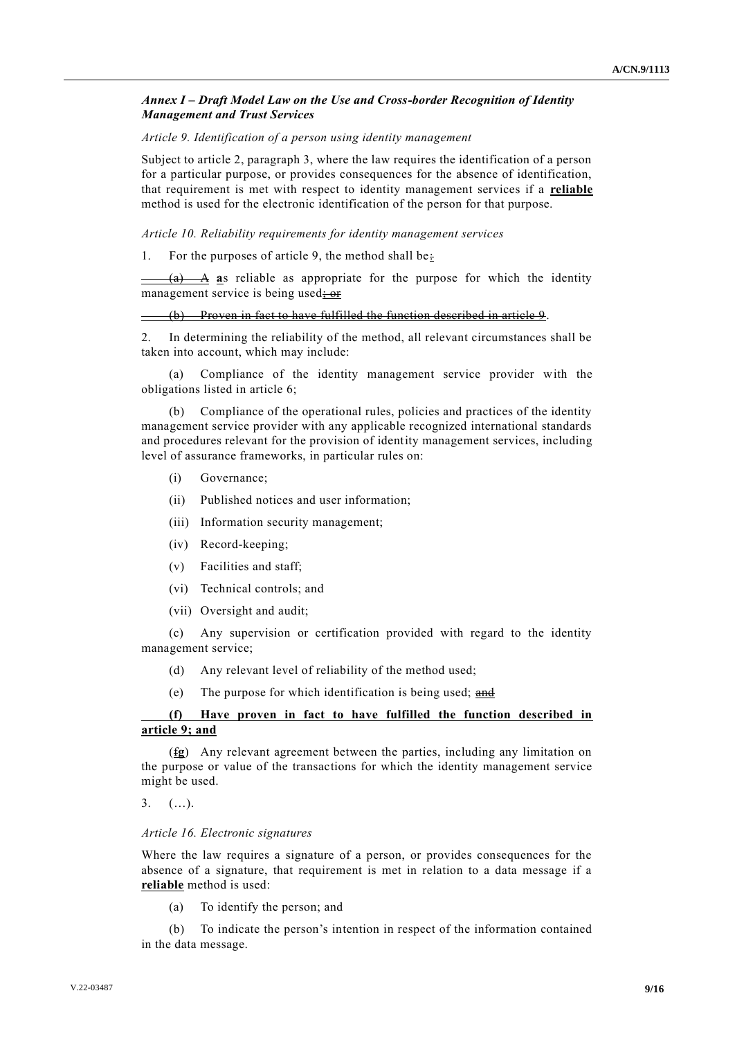### *Annex I – Draft Model Law on the Use and Cross-border Recognition of Identity Management and Trust Services*

*Article 9. Identification of a person using identity management*

Subject to article 2, paragraph 3, where the law requires the identification of a person for a particular purpose, or provides consequences for the absence of identification, that requirement is met with respect to identity management services if a **reliable** method is used for the electronic identification of the person for that purpose.

*Article 10. Reliability requirements for identity management services*

1. For the purposes of article 9, the method shall be~~:~~

~~(a) A~~ **a**s reliable as appropriate for the purpose for which the identity management service is being used~~; or~~

~~(b) Proven in fact to have fulfilled the function described in article 9~~.

2. In determining the reliability of the method, all relevant circumstances shall be taken into account, which may include:

(a) Compliance of the identity management service provider with the obligations listed in article 6;

(b) Compliance of the operational rules, policies and practices of the identity management service provider with any applicable recognized international standards and procedures relevant for the provision of identity management services, including level of assurance frameworks, in particular rules on:

(i) Governance;

(ii) Published notices and user information;

(iii) Information security management;

(iv) Record-keeping;

(v) Facilities and staff;

(vi) Technical controls; and

(vii) Oversight and audit;

(c) Any supervision or certification provided with regard to the identity management service;

(d) Any relevant level of reliability of the method used;

(e) The purpose for which identification is being used; ~~and~~

**(f) Have proven in fact to have fulfilled the function described in article 9; and**

(~~f~~**g**) Any relevant agreement between the parties, including any limitation on the purpose or value of the transactions for which the identity management service might be used.

3. (…).

*Article 16. Electronic signatures*

Where the law requires a signature of a person, or provides consequences for the absence of a signature, that requirement is met in relation to a data message if a **reliable** method is used:

(a) To identify the person; and

(b) To indicate the person's intention in respect of the information contained in the data message.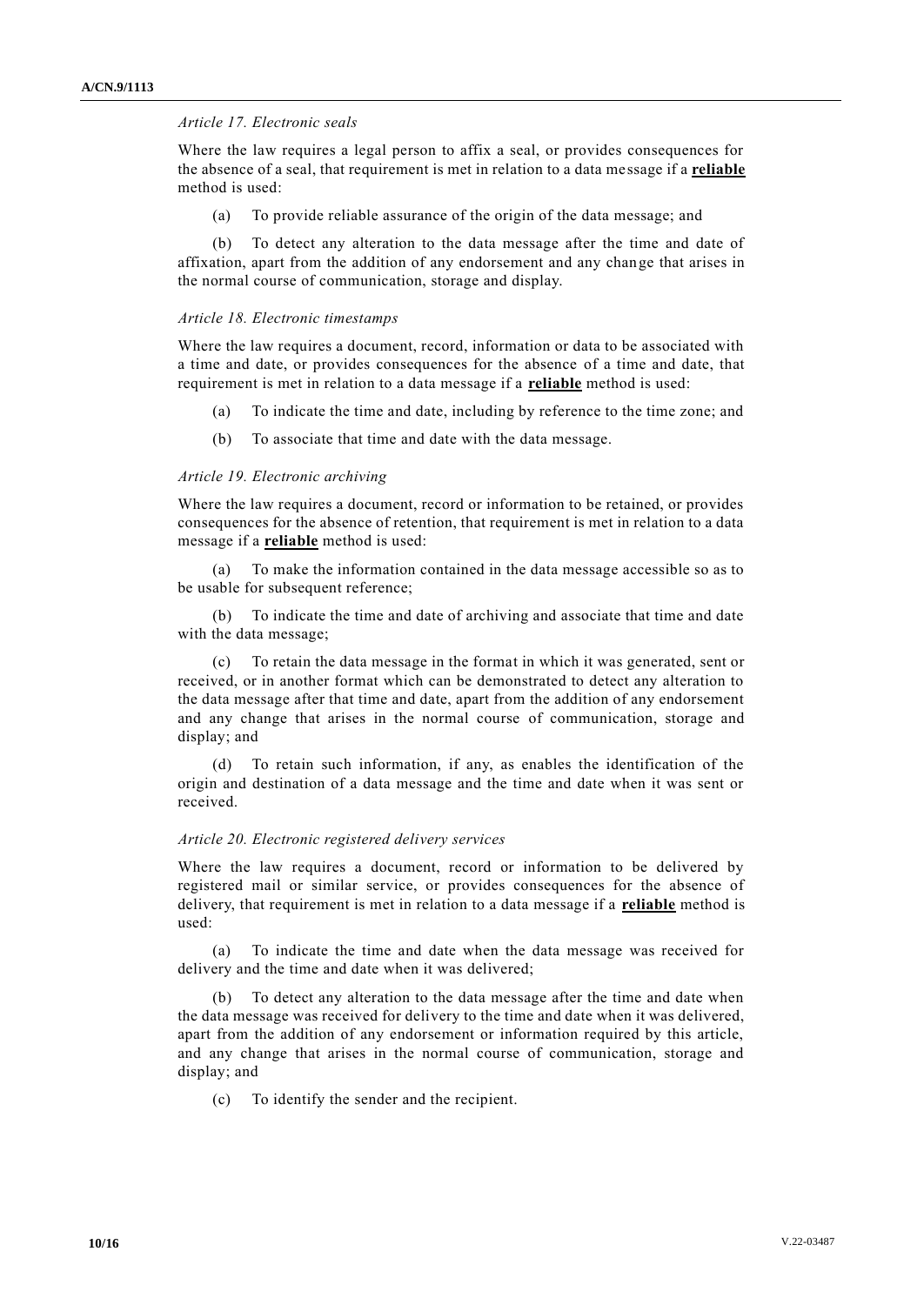*Article 17. Electronic seals*

Where the law requires a legal person to affix a seal, or provides consequences for the absence of a seal, that requirement is met in relation to a data message if a **reliable** method is used:

(a) To provide reliable assurance of the origin of the data message; and

(b) To detect any alteration to the data message after the time and date of affixation, apart from the addition of any endorsement and any change that arises in the normal course of communication, storage and display.

*Article 18. Electronic timestamps*

Where the law requires a document, record, information or data to be associated with a time and date, or provides consequences for the absence of a time and date, that requirement is met in relation to a data message if a **reliable** method is used:

(a) To indicate the time and date, including by reference to the time zone; and

(b) To associate that time and date with the data message.

*Article 19. Electronic archiving*

Where the law requires a document, record or information to be retained, or provides consequences for the absence of retention, that requirement is met in relation to a data message if a **reliable** method is used:

(a) To make the information contained in the data message accessible so as to be usable for subsequent reference;

(b) To indicate the time and date of archiving and associate that time and date with the data message;

(c) To retain the data message in the format in which it was generated, sent or received, or in another format which can be demonstrated to detect any alteration to the data message after that time and date, apart from the addition of any endorsement and any change that arises in the normal course of communication, storage and display; and

(d) To retain such information, if any, as enables the identification of the origin and destination of a data message and the time and date when it was sent or received.

*Article 20. Electronic registered delivery services*

Where the law requires a document, record or information to be delivered by registered mail or similar service, or provides consequences for the absence of delivery, that requirement is met in relation to a data message if a **reliable** method is used:

(a) To indicate the time and date when the data message was received for delivery and the time and date when it was delivered;

(b) To detect any alteration to the data message after the time and date when the data message was received for delivery to the time and date when it was delivered, apart from the addition of any endorsement or information required by this article, and any change that arises in the normal course of communication, storage and display; and

(c) To identify the sender and the recipient.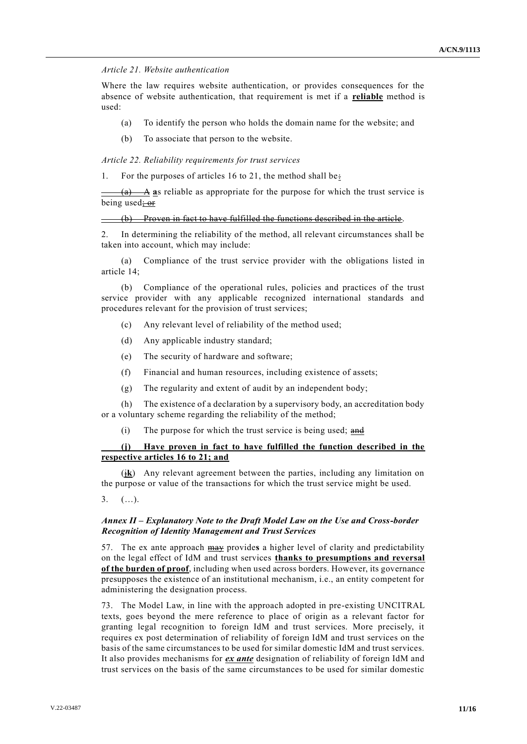*Article 21. Website authentication*

Where the law requires website authentication, or provides consequences for the absence of website authentication, that requirement is met if a **reliable** method is used:

(a) To identify the person who holds the domain name for the website; and

(b) To associate that person to the website.

*Article 22. Reliability requirements for trust services*

1. For the purposes of articles 16 to 21, the method shall be~~:~~

~~(a) A~~ **a**s reliable as appropriate for the purpose for which the trust service is being used~~; or~~

~~(b) Proven in fact to have fulfilled the functions described in the article~~.

2. In determining the reliability of the method, all relevant circumstances shall be taken into account, which may include:

(a) Compliance of the trust service provider with the obligations listed in article 14;

(b) Compliance of the operational rules, policies and practices of the trust service provider with any applicable recognized international standards and procedures relevant for the provision of trust services;

(c) Any relevant level of reliability of the method used;

(d) Any applicable industry standard;

(e) The security of hardware and software;

(f) Financial and human resources, including existence of assets;

(g) The regularity and extent of audit by an independent body;

(h) The existence of a declaration by a supervisory body, an accreditation body or a voluntary scheme regarding the reliability of the method;

(i) The purpose for which the trust service is being used; ~~and~~

**(j) Have proven in fact to have fulfilled the function described in the respective articles 16 to 21; and**

(~~j~~**k**) Any relevant agreement between the parties, including any limitation on the purpose or value of the transactions for which the trust service might be used.

3. (…).

### *Annex II – Explanatory Note to the Draft Model Law on the Use and Cross-border Recognition of Identity Management and Trust Services*

57. The ex ante approach ~~may~~ provide**s** a higher level of clarity and predictability on the legal effect of IdM and trust services **thanks to presumptions and reversal of the burden of proof**, including when used across borders. However, its governance presupposes the existence of an institutional mechanism, i.e., an entity competent for administering the designation process.

73. The Model Law, in line with the approach adopted in pre-existing UNCITRAL texts, goes beyond the mere reference to place of origin as a relevant factor for granting legal recognition to foreign IdM and trust services. More precisely, it requires ex post determination of reliability of foreign IdM and trust services on the basis of the same circumstances to be used for similar domestic IdM and trust services. It also provides mechanisms for ***ex ante*** designation of reliability of foreign IdM and trust services on the basis of the same circumstances to be used for similar domestic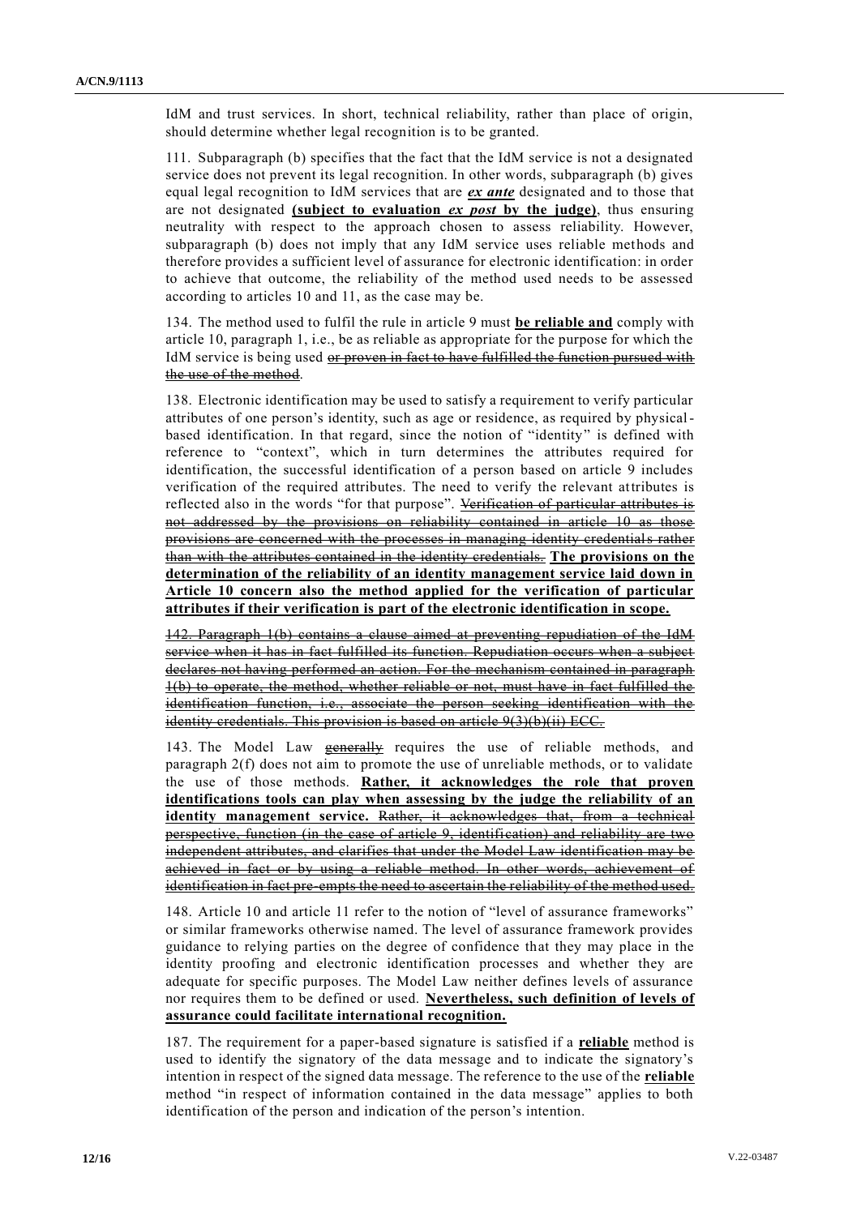IdM and trust services. In short, technical reliability, rather than place of origin, should determine whether legal recognition is to be granted.

111. Subparagraph (b) specifies that the fact that the IdM service is not a designated service does not prevent its legal recognition. In other words, subparagraph (b) gives equal legal recognition to IdM services that are ***ex ante*** designated and to those that are not designated **(subject to evaluation *ex post* by the judge)**, thus ensuring neutrality with respect to the approach chosen to assess reliability. However, subparagraph (b) does not imply that any IdM service uses reliable methods and therefore provides a sufficient level of assurance for electronic identification: in order to achieve that outcome, the reliability of the method used needs to be assessed according to articles 10 and 11, as the case may be.

134. The method used to fulfil the rule in article 9 must **be reliable and** comply with article 10, paragraph 1, i.e., be as reliable as appropriate for the purpose for which the IdM service is being used ~~or proven in fact to have fulfilled the function pursued with the use of the method~~.

138. Electronic identification may be used to satisfy a requirement to verify particular attributes of one person's identity, such as age or residence, as required by physical-based identification. In that regard, since the notion of "identity" is defined with reference to "context", which in turn determines the attributes required for identification, the successful identification of a person based on article 9 includes verification of the required attributes. The need to verify the relevant attributes is reflected also in the words "for that purpose". ~~Verification of particular attributes is not addressed by the provisions on reliability contained in article 10 as those provisions are concerned with the processes in managing identity credentials rather than with the attributes contained in the identity credentials.~~ **The provisions on the determination of the reliability of an identity management service laid down in Article 10 concern also the method applied for the verification of particular attributes if their verification is part of the electronic identification in scope.**

~~142. Paragraph 1(b) contains a clause aimed at preventing repudiation of the IdM service when it has in fact fulfilled its function. Repudiation occurs when a subject declares not having performed an action. For the mechanism contained in paragraph 1(b) to operate, the method, whether reliable or not, must have in fact fulfilled the identification function, i.e., associate the person seeking identification with the identity credentials. This provision is based on article 9(3)(b)(ii) ECC.~~

143. The Model Law ~~generally~~ requires the use of reliable methods, and paragraph 2(f) does not aim to promote the use of unreliable methods, or to validate the use of those methods. **Rather, it acknowledges the role that proven identifications tools can play when assessing by the judge the reliability of an identity management service.** ~~Rather, it acknowledges that, from a technical perspective, function (in the case of article 9, identification) and reliability are two independent attributes, and clarifies that under the Model Law identification may be achieved in fact or by using a reliable method. In other words, achievement of identification in fact pre-empts the need to ascertain the reliability of the method used.~~

148. Article 10 and article 11 refer to the notion of "level of assurance frameworks" or similar frameworks otherwise named. The level of assurance framework provides guidance to relying parties on the degree of confidence that they may place in the identity proofing and electronic identification processes and whether they are adequate for specific purposes. The Model Law neither defines levels of assurance nor requires them to be defined or used. **Nevertheless, such definition of levels of assurance could facilitate international recognition.**

187. The requirement for a paper-based signature is satisfied if a **reliable** method is used to identify the signatory of the data message and to indicate the signatory's intention in respect of the signed data message. The reference to the use of the **reliable** method "in respect of information contained in the data message" applies to both identification of the person and indication of the person's intention.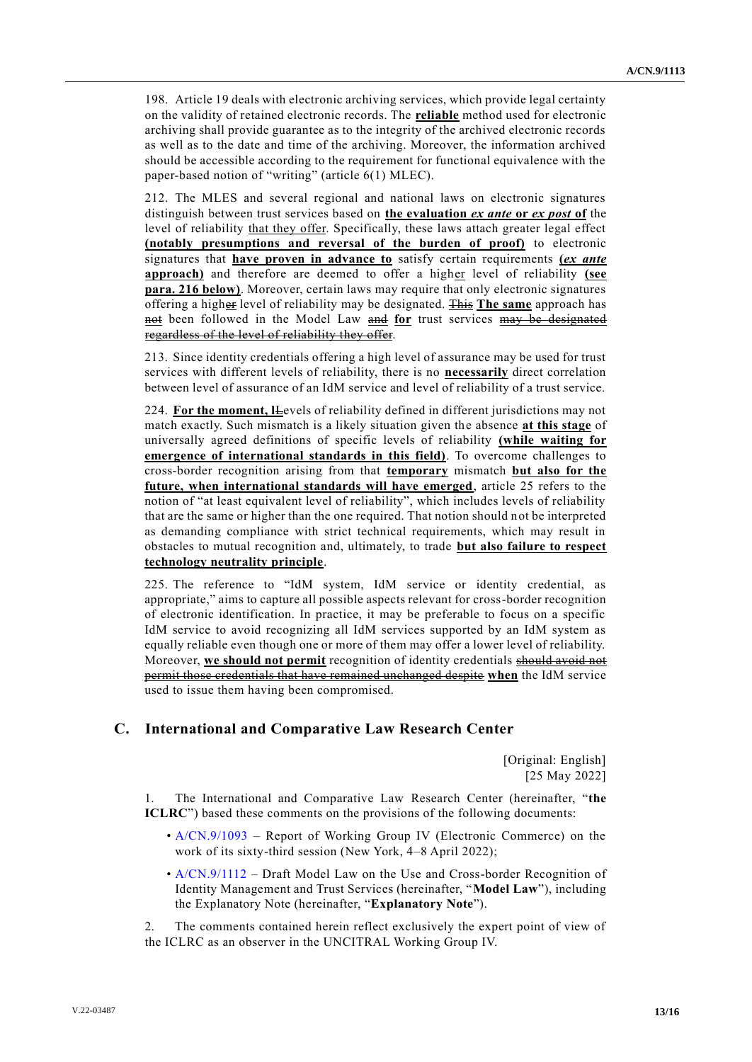198. Article 19 deals with electronic archiving services, which provide legal certainty on the validity of retained electronic records. The **reliable** method used for electronic archiving shall provide guarantee as to the integrity of the archived electronic records as well as to the date and time of the archiving. Moreover, the information archived should be accessible according to the requirement for functional equivalence with the paper-based notion of "writing" (article 6(1) MLEC).

212. The MLES and several regional and national laws on electronic signatures distinguish between trust services based on **the evaluation *ex ante* or *ex post* of** the level of reliability that they offer. Specifically, these laws attach greater legal effect **(notably presumptions and reversal of the burden of proof)** to electronic signatures that **have proven in advance to** satisfy certain requirements **(*ex ante* approach)** and therefore are deemed to offer a higher level of reliability **(see para. 216 below)**. Moreover, certain laws may require that only electronic signatures offering a higher level of reliability may be designated. ~~This~~ **The same** approach has ~~not~~ been followed in the Model Law ~~and~~ **for** trust services ~~may be designated regardless of the level of reliability they offer~~.

213. Since identity credentials offering a high level of assurance may be used for trust services with different levels of reliability, there is no **necessarily** direct correlation between level of assurance of an IdM service and level of reliability of a trust service.

224. **For the moment, l**~~L~~evels of reliability defined in different jurisdictions may not match exactly. Such mismatch is a likely situation given the absence **at this stage** of universally agreed definitions of specific levels of reliability **(while waiting for emergence of international standards in this field)**. To overcome challenges to cross-border recognition arising from that **temporary** mismatch **but also for the future, when international standards will have emerged**, article 25 refers to the notion of "at least equivalent level of reliability", which includes levels of reliability that are the same or higher than the one required. That notion should not be interpreted as demanding compliance with strict technical requirements, which may result in obstacles to mutual recognition and, ultimately, to trade **but also failure to respect technology neutrality principle**.

225. The reference to "IdM system, IdM service or identity credential, as appropriate," aims to capture all possible aspects relevant for cross-border recognition of electronic identification. In practice, it may be preferable to focus on a specific IdM service to avoid recognizing all IdM services supported by an IdM system as equally reliable even though one or more of them may offer a lower level of reliability. Moreover, **we should not permit** recognition of identity credentials ~~should avoid not permit those credentials that have remained unchanged despite~~ **when** the IdM service used to issue them having been compromised.

## C. International and Comparative Law Research Center

[Original: English]
[25 May 2022]

1. The International and Comparative Law Research Center (hereinafter, "**the ICLRC**") based these comments on the provisions of the following documents:

- A/CN.9/1093 – Report of Working Group IV (Electronic Commerce) on the work of its sixty-third session (New York, 4–8 April 2022);
- A/CN.9/1112 – Draft Model Law on the Use and Cross-border Recognition of Identity Management and Trust Services (hereinafter, "**Model Law**"), including the Explanatory Note (hereinafter, "**Explanatory Note**").

2. The comments contained herein reflect exclusively the expert point of view of the ICLRC as an observer in the UNCITRAL Working Group IV.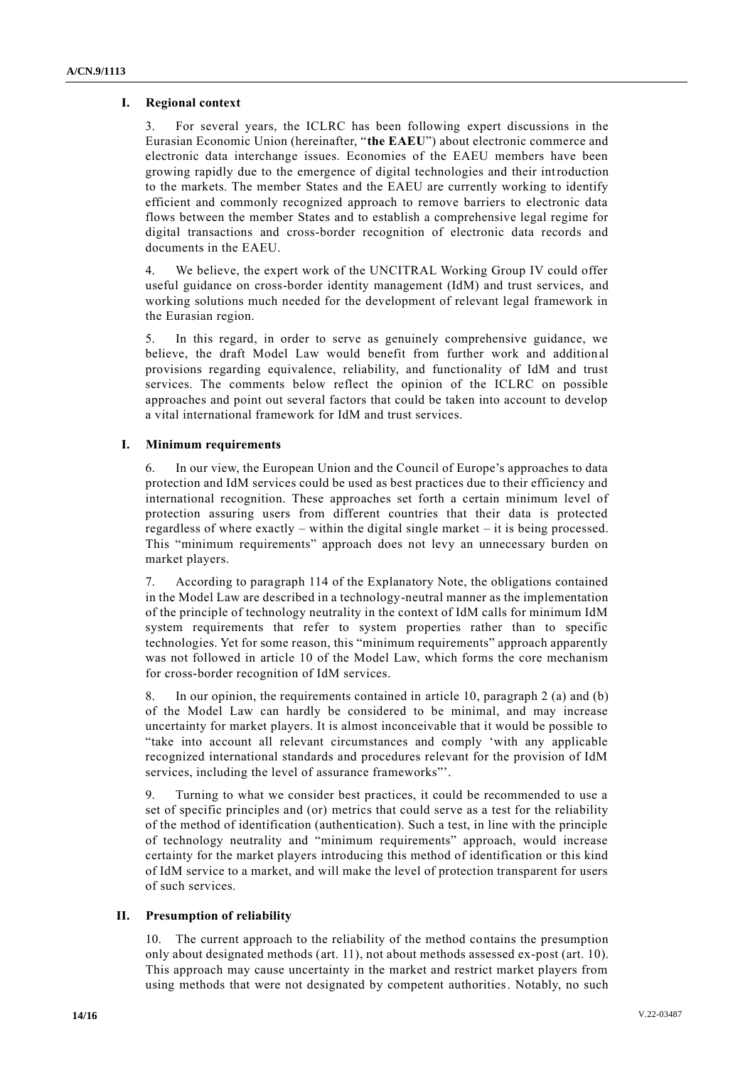## I. Regional context

3. For several years, the ICLRC has been following expert discussions in the Eurasian Economic Union (hereinafter, "**the EAEU**") about electronic commerce and electronic data interchange issues. Economies of the EAEU members have been growing rapidly due to the emergence of digital technologies and their introduction to the markets. The member States and the EAEU are currently working to identify efficient and commonly recognized approach to remove barriers to electronic data flows between the member States and to establish a comprehensive legal regime for digital transactions and cross-border recognition of electronic data records and documents in the EAEU.

4. We believe, the expert work of the UNCITRAL Working Group IV could offer useful guidance on cross-border identity management (IdM) and trust services, and working solutions much needed for the development of relevant legal framework in the Eurasian region.

5. In this regard, in order to serve as genuinely comprehensive guidance, we believe, the draft Model Law would benefit from further work and additional provisions regarding equivalence, reliability, and functionality of IdM and trust services. The comments below reflect the opinion of the ICLRC on possible approaches and point out several factors that could be taken into account to develop a vital international framework for IdM and trust services.

## I. Minimum requirements

6. In our view, the European Union and the Council of Europe's approaches to data protection and IdM services could be used as best practices due to their efficiency and international recognition. These approaches set forth a certain minimum level of protection assuring users from different countries that their data is protected regardless of where exactly – within the digital single market – it is being processed. This "minimum requirements" approach does not levy an unnecessary burden on market players.

7. According to paragraph 114 of the Explanatory Note, the obligations contained in the Model Law are described in a technology-neutral manner as the implementation of the principle of technology neutrality in the context of IdM calls for minimum IdM system requirements that refer to system properties rather than to specific technologies. Yet for some reason, this "minimum requirements" approach apparently was not followed in article 10 of the Model Law, which forms the core mechanism for cross-border recognition of IdM services.

8. In our opinion, the requirements contained in article 10, paragraph 2 (a) and (b) of the Model Law can hardly be considered to be minimal, and may increase uncertainty for market players. It is almost inconceivable that it would be possible to "take into account all relevant circumstances and comply 'with any applicable recognized international standards and procedures relevant for the provision of IdM services, including the level of assurance frameworks"'.

9. Turning to what we consider best practices, it could be recommended to use a set of specific principles and (or) metrics that could serve as a test for the reliability of the method of identification (authentication). Such a test, in line with the principle of technology neutrality and "minimum requirements" approach, would increase certainty for the market players introducing this method of identification or this kind of IdM service to a market, and will make the level of protection transparent for users of such services.

## II. Presumption of reliability

10. The current approach to the reliability of the method contains the presumption only about designated methods (art. 11), not about methods assessed ex-post (art. 10). This approach may cause uncertainty in the market and restrict market players from using methods that were not designated by competent authorities. Notably, no such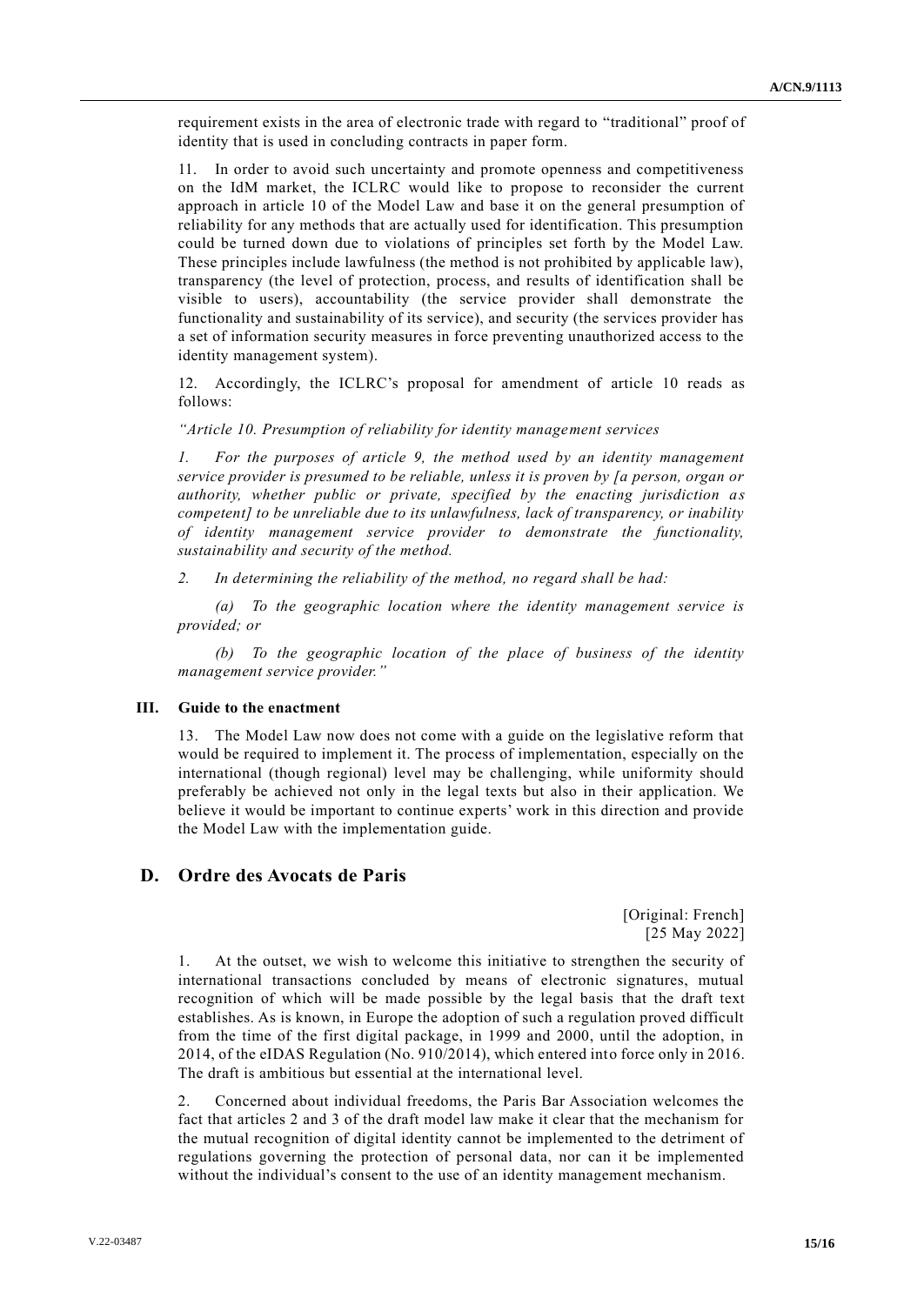requirement exists in the area of electronic trade with regard to "traditional" proof of identity that is used in concluding contracts in paper form.

11. In order to avoid such uncertainty and promote openness and competitiveness on the IdM market, the ICLRC would like to propose to reconsider the current approach in article 10 of the Model Law and base it on the general presumption of reliability for any methods that are actually used for identification. This presumption could be turned down due to violations of principles set forth by the Model Law. These principles include lawfulness (the method is not prohibited by applicable law), transparency (the level of protection, process, and results of identification shall be visible to users), accountability (the service provider shall demonstrate the functionality and sustainability of its service), and security (the services provider has a set of information security measures in force preventing unauthorized access to the identity management system).

12. Accordingly, the ICLRC's proposal for amendment of article 10 reads as follows:

*"Article 10. Presumption of reliability for identity management services*

*1. For the purposes of article 9, the method used by an identity management service provider is presumed to be reliable, unless it is proven by [a person, organ or authority, whether public or private, specified by the enacting jurisdiction as competent] to be unreliable due to its unlawfulness, lack of transparency, or inability of identity management service provider to demonstrate the functionality, sustainability and security of the method.*

*2. In determining the reliability of the method, no regard shall be had:*

*(a) To the geographic location where the identity management service is provided; or*

*(b) To the geographic location of the place of business of the identity management service provider."*

### III. Guide to the enactment

13. The Model Law now does not come with a guide on the legislative reform that would be required to implement it. The process of implementation, especially on the international (though regional) level may be challenging, while uniformity should preferably be achieved not only in the legal texts but also in their application. We believe it would be important to continue experts' work in this direction and provide the Model Law with the implementation guide.

## D. Ordre des Avocats de Paris

[Original: French]
[25 May 2022]

1. At the outset, we wish to welcome this initiative to strengthen the security of international transactions concluded by means of electronic signatures, mutual recognition of which will be made possible by the legal basis that the draft text establishes. As is known, in Europe the adoption of such a regulation proved difficult from the time of the first digital package, in 1999 and 2000, until the adoption, in 2014, of the eIDAS Regulation (No. 910/2014), which entered into force only in 2016. The draft is ambitious but essential at the international level.

2. Concerned about individual freedoms, the Paris Bar Association welcomes the fact that articles 2 and 3 of the draft model law make it clear that the mechanism for the mutual recognition of digital identity cannot be implemented to the detriment of regulations governing the protection of personal data, nor can it be implemented without the individual's consent to the use of an identity management mechanism.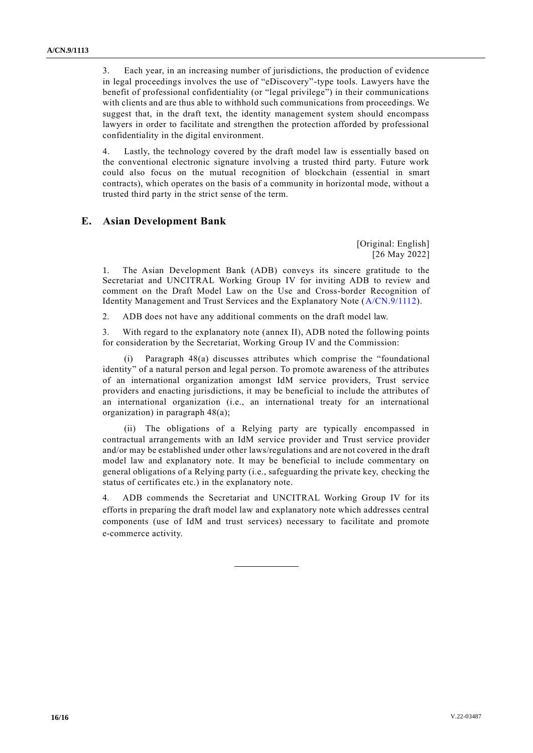3. Each year, in an increasing number of jurisdictions, the production of evidence in legal proceedings involves the use of "eDiscovery"-type tools. Lawyers have the benefit of professional confidentiality (or "legal privilege") in their communications with clients and are thus able to withhold such communications from proceedings. We suggest that, in the draft text, the identity management system should encompass lawyers in order to facilitate and strengthen the protection afforded by professional confidentiality in the digital environment.

4. Lastly, the technology covered by the draft model law is essentially based on the conventional electronic signature involving a trusted third party. Future work could also focus on the mutual recognition of blockchain (essential in smart contracts), which operates on the basis of a community in horizontal mode, without a trusted third party in the strict sense of the term.

## E. Asian Development Bank

[Original: English]
[26 May 2022]

1. The Asian Development Bank (ADB) conveys its sincere gratitude to the Secretariat and UNCITRAL Working Group IV for inviting ADB to review and comment on the Draft Model Law on the Use and Cross-border Recognition of Identity Management and Trust Services and the Explanatory Note (A/CN.9/1112).

2. ADB does not have any additional comments on the draft model law.

3. With regard to the explanatory note (annex II), ADB noted the following points for consideration by the Secretariat, Working Group IV and the Commission:

(i) Paragraph 48(a) discusses attributes which comprise the "foundational identity" of a natural person and legal person. To promote awareness of the attributes of an international organization amongst IdM service providers, Trust service providers and enacting jurisdictions, it may be beneficial to include the attributes of an international organization (i.e., an international treaty for an international organization) in paragraph 48(a);

(ii) The obligations of a Relying party are typically encompassed in contractual arrangements with an IdM service provider and Trust service provider and/or may be established under other laws/regulations and are not covered in the draft model law and explanatory note. It may be beneficial to include commentary on general obligations of a Relying party (i.e., safeguarding the private key, checking the status of certificates etc.) in the explanatory note.

4. ADB commends the Secretariat and UNCITRAL Working Group IV for its efforts in preparing the draft model law and explanatory note which addresses central components (use of IdM and trust services) necessary to facilitate and promote e-commerce activity.